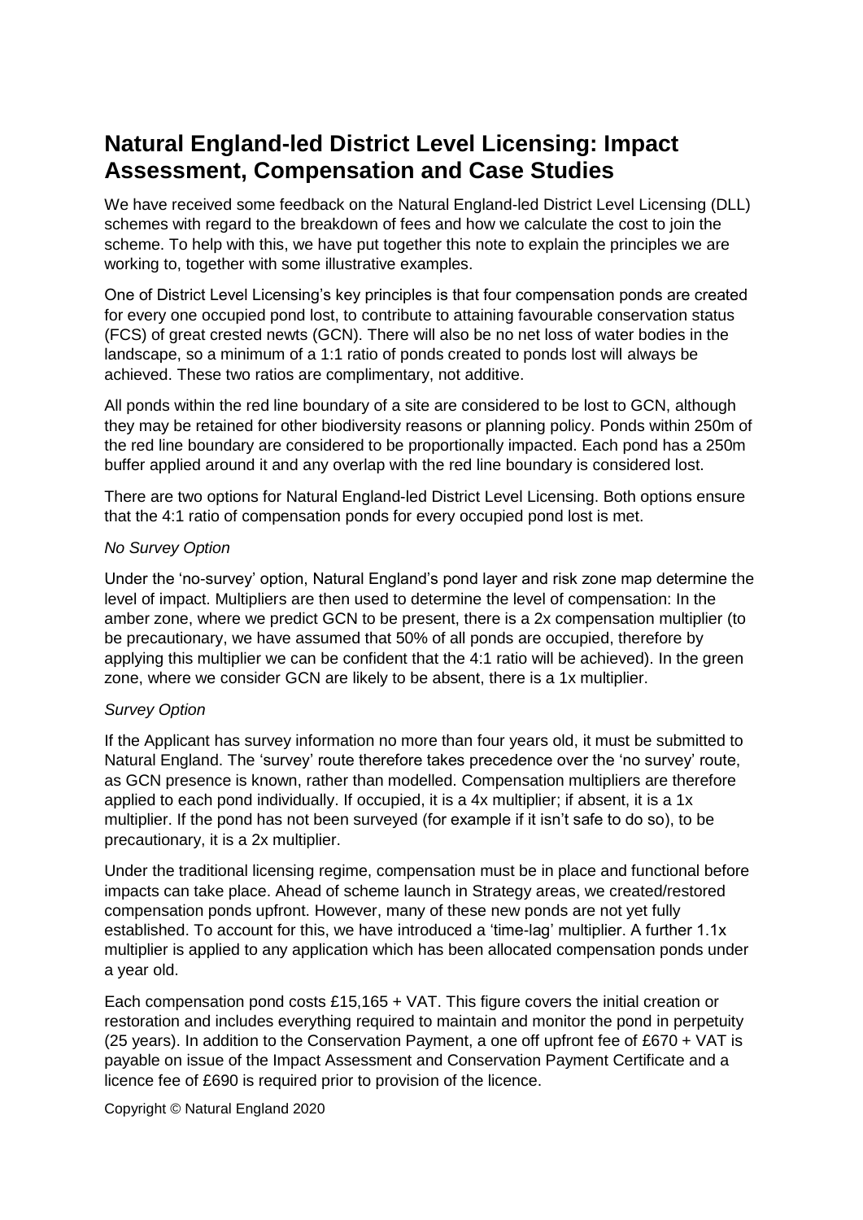# Natural England-led District Level Licensing: Impact Assessment, Compensation and Case Studies

We have received some feedback on the Natural England-led District Level Licensing (DLL) schemes with regard to the breakdown of fees and how we calculate the cost to join the scheme. To help with this, we have put together this note to explain the principles we are working to, together with some illustrative examples.

One of District Level Licensing's key principles is that four compensation ponds are created for every one occupied pond lost, to contribute to attaining favourable conservation status (FCS) of great crested newts (GCN). There will also be no net loss of water bodies in the landscape, so a minimum of a 1:1 ratio of ponds created to ponds lost will always be achieved. These two ratios are complimentary, not additive.

All ponds within the red line boundary of a site are considered to be lost to GCN, although they may be retained for other biodiversity reasons or planning policy. Ponds within 250m of the red line boundary are considered to be proportionally impacted. Each pond has a 250m buffer applied around it and any overlap with the red line boundary is considered lost.

There are two options for Natural England-led District Level Licensing. Both options ensure that the 4:1 ratio of compensation ponds for every occupied pond lost is met.

*No Survey Option*

Under the 'no-survey' option, Natural England's pond layer and risk zone map determine the level of impact. Multipliers are then used to determine the level of compensation: In the amber zone, where we predict GCN to be present, there is a 2x compensation multiplier (to be precautionary, we have assumed that 50% of all ponds are occupied, therefore by applying this multiplier we can be confident that the 4:1 ratio will be achieved). In the green zone, where we consider GCN are likely to be absent, there is a 1x multiplier.

*Survey Option*

If the Applicant has survey information no more than four years old, it must be submitted to Natural England. The 'survey' route therefore takes precedence over the 'no survey' route, as GCN presence is known, rather than modelled. Compensation multipliers are therefore applied to each pond individually. If occupied, it is a 4x multiplier; if absent, it is a 1x multiplier. If the pond has not been surveyed (for example if it isn't safe to do so), to be precautionary, it is a 2x multiplier.

Under the traditional licensing regime, compensation must be in place and functional before impacts can take place. Ahead of scheme launch in Strategy areas, we created/restored compensation ponds upfront. However, many of these new ponds are not yet fully established. To account for this, we have introduced a 'time-lag' multiplier. A further 1.1x multiplier is applied to any application which has been allocated compensation ponds under a year old.

Each compensation pond costs £15,165 + VAT. This figure covers the initial creation or restoration and includes everything required to maintain and monitor the pond in perpetuity (25 years). In addition to the Conservation Payment, a one off upfront fee of £670 + VAT is payable on issue of the Impact Assessment and Conservation Payment Certificate and a licence fee of £690 is required prior to provision of the licence.

Copyright © Natural England 2020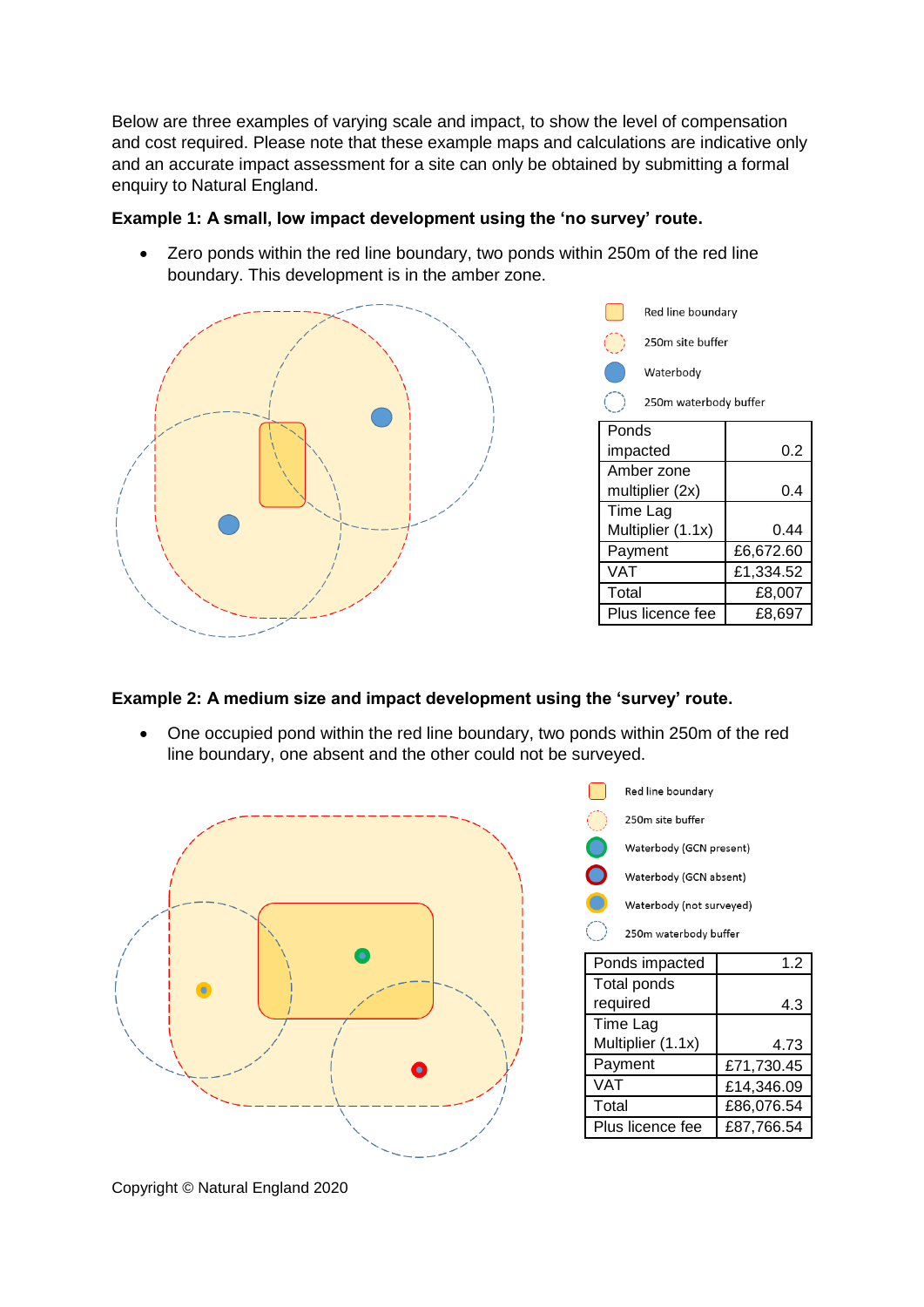Below are three examples of varying scale and impact, to show the level of compensation and cost required. Please note that these example maps and calculations are indicative only and an accurate impact assessment for a site can only be obtained by submitting a formal enquiry to Natural England.

**Example 1: A small, low impact development using the 'no survey' route.**

- Zero ponds within the red line boundary, two ponds within 250m of the red line boundary. This development is in the amber zone.

Red line boundary
250m site buffer
Waterbody
250m waterbody buffer

| Ponds impacted | 0.2 |
|---|---|
| Amber zone multiplier (2x) | 0.4 |
| Time Lag Multiplier (1.1x) | 0.44 |
| Payment | £6,672.60 |
| VAT | £1,334.52 |
| Total | £8,007 |
| Plus licence fee | £8,697 |

**Example 2: A medium size and impact development using the 'survey' route.**

- One occupied pond within the red line boundary, two ponds within 250m of the red line boundary, one absent and the other could not be surveyed.

Red line boundary
250m site buffer
Waterbody (GCN present)
Waterbody (GCN absent)
Waterbody (not surveyed)
250m waterbody buffer

| Ponds impacted | 1.2 |
|---|---|
| Total ponds required | 4.3 |
| Time Lag Multiplier (1.1x) | 4.73 |
| Payment | £71,730.45 |
| VAT | £14,346.09 |
| Total | £86,076.54 |
| Plus licence fee | £87,766.54 |

Copyright © Natural England 2020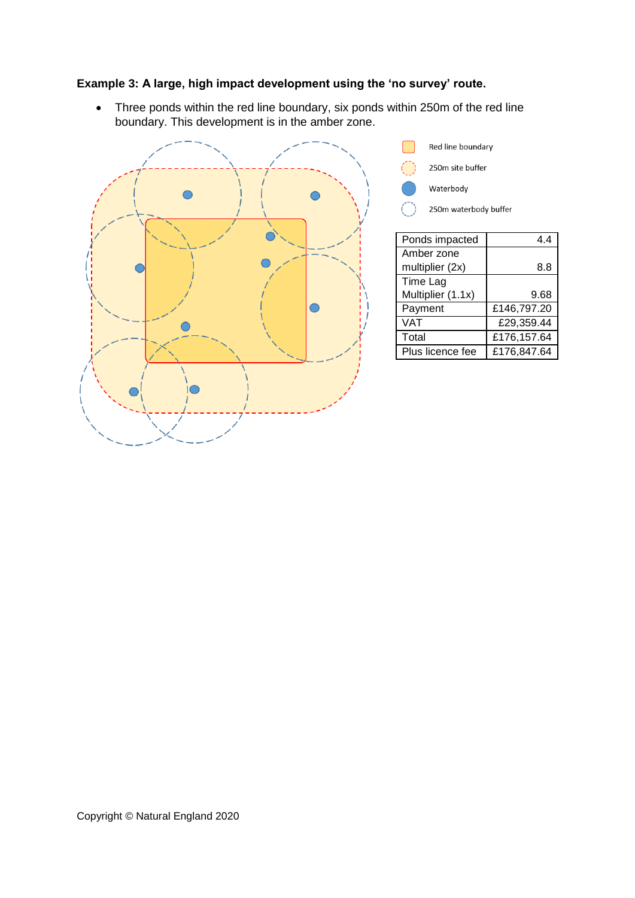**Example 3: A large, high impact development using the 'no survey' route.**

- Three ponds within the red line boundary, six ponds within 250m of the red line boundary. This development is in the amber zone.

Red line boundary

250m site buffer

Waterbody

250m waterbody buffer

| | |
|---|---|
| Ponds impacted | 4.4 |
| Amber zone multiplier (2x) | 8.8 |
| Time Lag Multiplier (1.1x) | 9.68 |
| Payment | £146,797.20 |
| VAT | £29,359.44 |
| Total | £176,157.64 |
| Plus licence fee | £176,847.64 |

Copyright © Natural England 2020